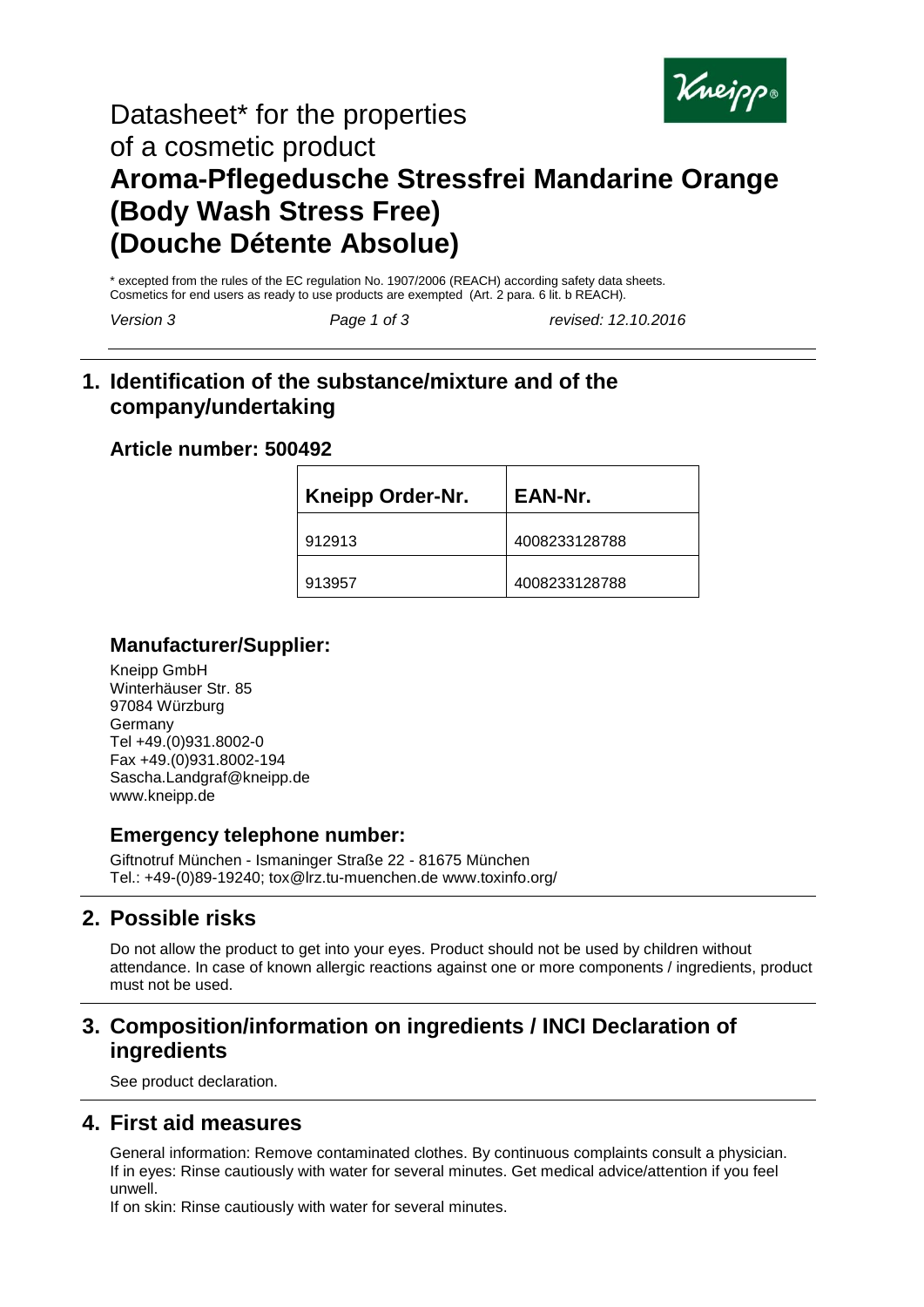# Datasheet* for the properties of a cosmetic product

# Aroma-Pflegedusche Stressfrei Mandarine Orange (Body Wash Stress Free) (Douche Détente Absolue)

* excepted from the rules of the EC regulation No. 1907/2006 (REACH) according safety data sheets. Cosmetics for end users as ready to use products are exempted (Art. 2 para. 6 lit. b REACH).

*Version 3* *Page 1 of 3* *revised: 12.10.2016*

## 1. Identification of the substance/mixture and of the company/undertaking

### Article number: 500492

| Kneipp Order-Nr. | EAN-Nr. |
|---|---|
| 912913 | 4008233128788 |
| 913957 | 4008233128788 |

### Manufacturer/Supplier:

Kneipp GmbH
Winterhäuser Str. 85
97084 Würzburg
Germany
Tel +49.(0)931.8002-0
Fax +49.(0)931.8002-194
Sascha.Landgraf@kneipp.de
www.kneipp.de

### Emergency telephone number:

Giftnotruf München - Ismaninger Straße 22 - 81675 München
Tel.: +49-(0)89-19240; tox@lrz.tu-muenchen.de www.toxinfo.org/

## 2. Possible risks

Do not allow the product to get into your eyes. Product should not be used by children without attendance. In case of known allergic reactions against one or more components / ingredients, product must not be used.

## 3. Composition/information on ingredients / INCI Declaration of ingredients

See product declaration.

## 4. First aid measures

General information: Remove contaminated clothes. By continuous complaints consult a physician.
If in eyes: Rinse cautiously with water for several minutes. Get medical advice/attention if you feel unwell.
If on skin: Rinse cautiously with water for several minutes.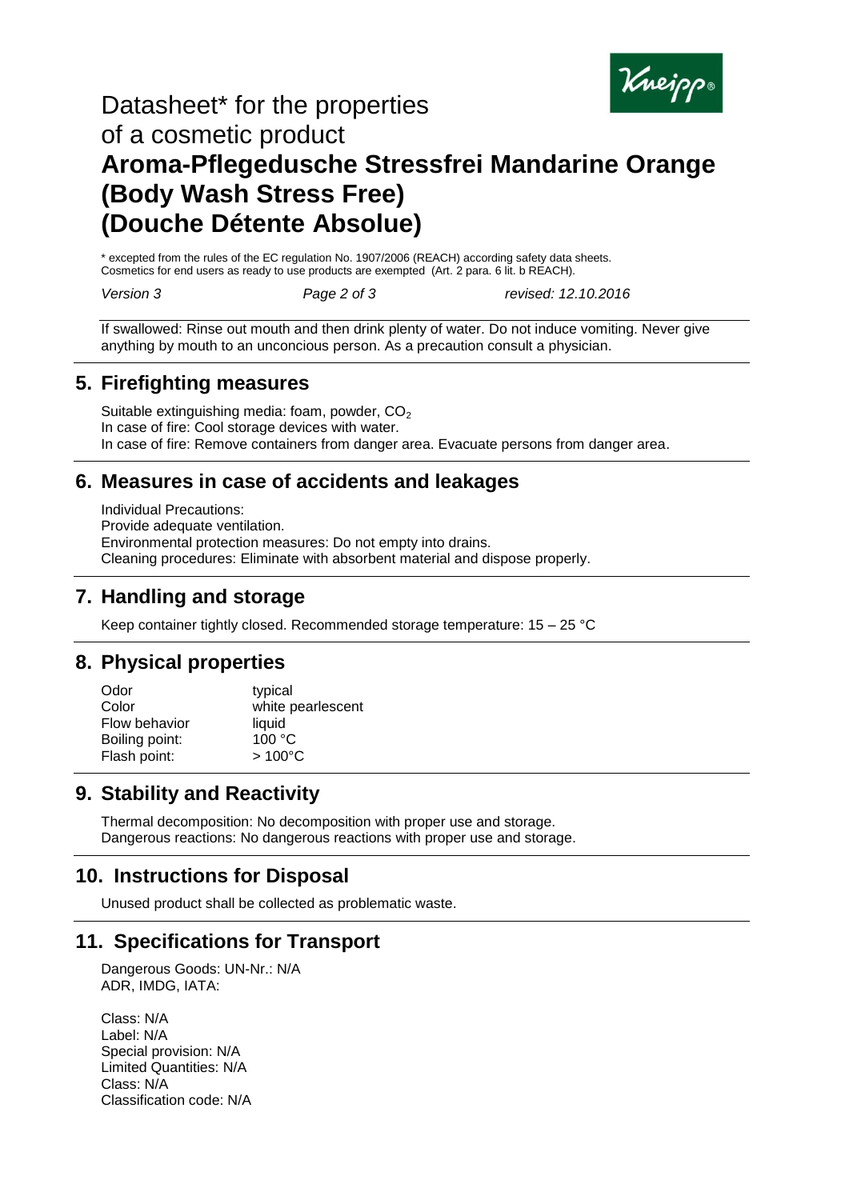# Datasheet* for the properties of a cosmetic product
# Aroma-Pflegedusche Stressfrei Mandarine Orange (Body Wash Stress Free) (Douche Détente Absolue)

\* excepted from the rules of the EC regulation No. 1907/2006 (REACH) according safety data sheets. Cosmetics for end users as ready to use products are exempted (Art. 2 para. 6 lit. b REACH).

*Version 3* *Page 2 of 3* *revised: 12.10.2016*

If swallowed: Rinse out mouth and then drink plenty of water. Do not induce vomiting. Never give anything by mouth to an unconcious person. As a precaution consult a physician.

## 5. Firefighting measures

Suitable extinguishing media: foam, powder, $CO_2$
In case of fire: Cool storage devices with water.
In case of fire: Remove containers from danger area. Evacuate persons from danger area.

## 6. Measures in case of accidents and leakages

Individual Precautions:
Provide adequate ventilation.
Environmental protection measures: Do not empty into drains.
Cleaning procedures: Eliminate with absorbent material and dispose properly.

## 7. Handling and storage

Keep container tightly closed. Recommended storage temperature: 15 – 25 °C

## 8. Physical properties

| | |
|---|---|
| Odor | typical |
| Color | white pearlescent |
| Flow behavior | liquid |
| Boiling point: | 100 °C |
| Flash point: | > 100°C |

## 9. Stability and Reactivity

Thermal decomposition: No decomposition with proper use and storage.
Dangerous reactions: No dangerous reactions with proper use and storage.

## 10. Instructions for Disposal

Unused product shall be collected as problematic waste.

## 11. Specifications for Transport

Dangerous Goods: UN-Nr.: N/A
ADR, IMDG, IATA:

Class: N/A
Label: N/A
Special provision: N/A
Limited Quantities: N/A
Class: N/A
Classification code: N/A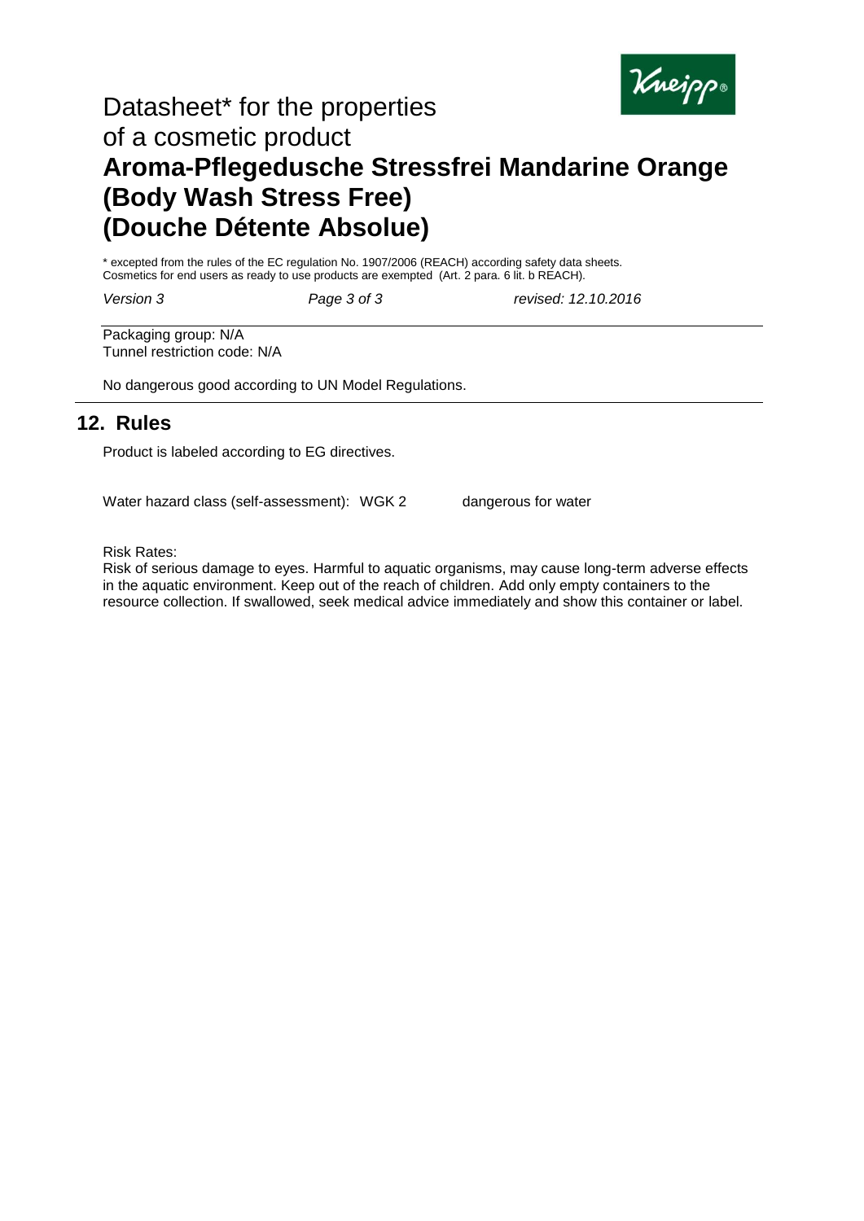Packaging group: N/A
Tunnel restriction code: N/A

No dangerous good according to UN Model Regulations.

## 12. Rules

Product is labeled according to EG directives.

Water hazard class (self-assessment): WGK 2 dangerous for water

Risk Rates:
Risk of serious damage to eyes. Harmful to aquatic organisms, may cause long-term adverse effects in the aquatic environment. Keep out of the reach of children. Add only empty containers to the resource collection. If swallowed, seek medical advice immediately and show this container or label.